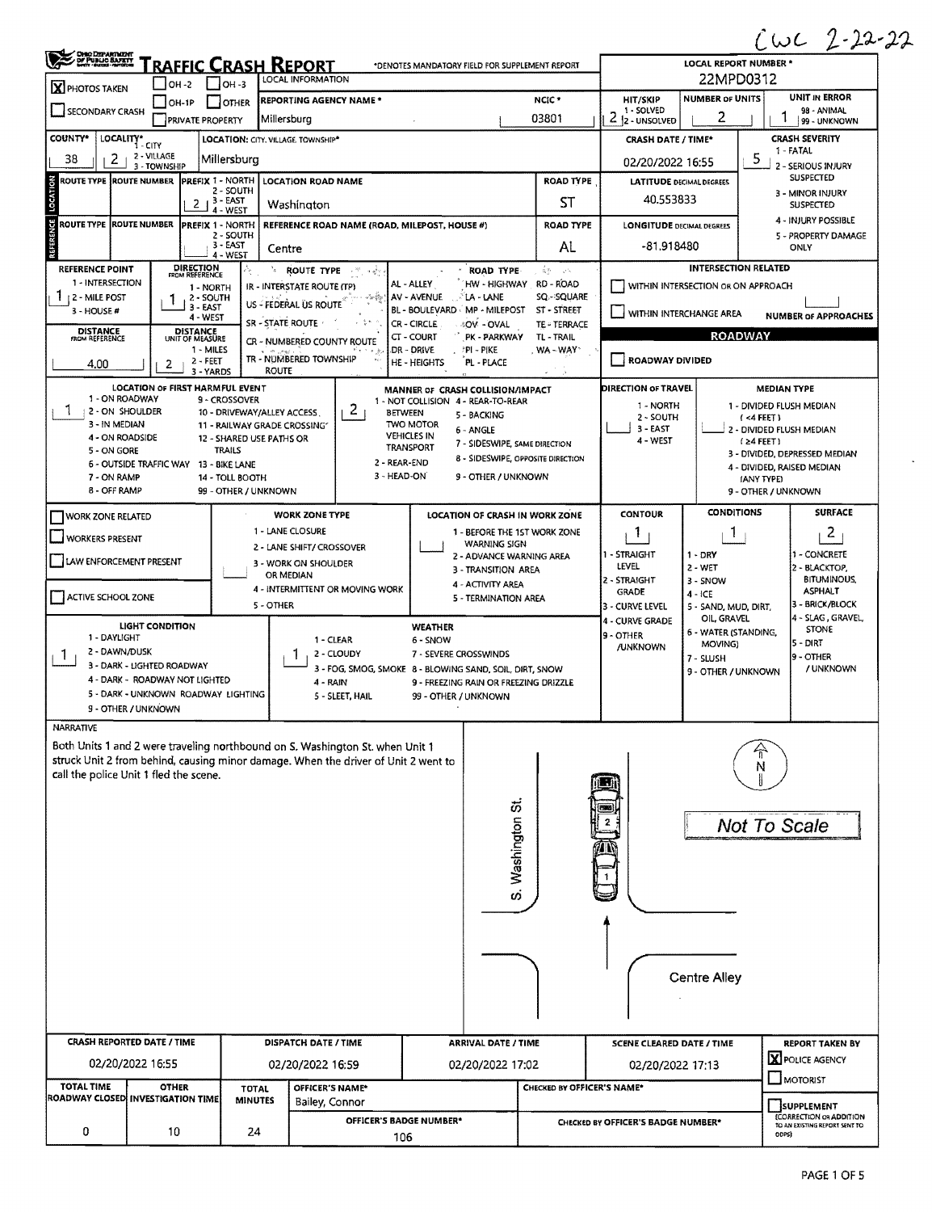CWC 2-22-22

# TRAFFIC CRASH REPORT

*DENOTES MANDATORY FIELD FOR SUPPLEMENT REPORT

**LOCAL REPORT NUMBER ***: 22MPD0312

| Field | Value |
|---|---|
| PHOTOS TAKEN | X |
| LOCAL INFORMATION | |
| REPORTING AGENCY NAME * | Millersburg |
| NCIC * | 03801 |
| HIT/SKIP (1 - SOLVED, 2 - UNSOLVED) | 2 |
| NUMBER OF UNITS | 2 |
| UNIT IN ERROR (98 - ANIMAL, 99 - UNKNOWN) | 1 |
| COUNTY* | 38 |
| LOCALITY* (1 - CITY, 2 - VILLAGE, 3 - TOWNSHIP) | 2 |
| LOCATION: CITY, VILLAGE, TOWNSHIP* | Millersburg |
| CRASH DATE / TIME* | 02/20/2022 16:55 |
| CRASH SEVERITY (1 - FATAL, 2 - SERIOUS INJURY SUSPECTED, 3 - MINOR INJURY SUSPECTED, 4 - INJURY POSSIBLE, 5 - PROPERTY DAMAGE ONLY) | 5 |

## Location

| Field | Value |
|---|---|
| PREFIX (1 - NORTH, 2 - SOUTH, 3 - EAST, 4 - WEST) | 2 |
| LOCATION ROAD NAME | Washington |
| ROAD TYPE | ST |
| LATITUDE DECIMAL DEGREES | 40.553833 |

## Reference

| Field | Value |
|---|---|
| REFERENCE ROAD NAME (ROAD, MILEPOST, HOUSE #) | Centre |
| ROAD TYPE | AL |
| LONGITUDE DECIMAL DEGREES | -81.918480 |
| REFERENCE POINT (1 - INTERSECTION, 2 - MILE POST, 3 - HOUSE #) | 1 |
| DIRECTION FROM REFERENCE (1 - NORTH, 2 - SOUTH, 3 - EAST, 4 - WEST) | 1 |
| DISTANCE FROM REFERENCE | 4.00 |
| DISTANCE UNIT OF MEASURE (1 - MILES, 2 - FEET, 3 - YARDS) | 2 |

ROUTE TYPE: IR - INTERSTATE ROUTE (TP), US - FEDERAL US ROUTE, SR - STATE ROUTE, CR - NUMBERED COUNTY ROUTE, TR - NUMBERED TOWNSHIP ROUTE

ROAD TYPE: AL - ALLEY, AV - AVENUE, BL - BOULEVARD, CR - CIRCLE, CT - COURT, DR - DRIVE, HE - HEIGHTS, HW - HIGHWAY, LA - LANE, MP - MILEPOST, OV - OVAL, PK - PARKWAY, PI - PIKE, PL - PLACE, RD - ROAD, SQ - SQUARE, ST - STREET, TE - TERRACE, TL - TRAIL, WA - WAY

INTERSECTION RELATED: WITHIN INTERSECTION OR ON APPROACH; WITHIN INTERCHANGE AREA; NUMBER OF APPROACHES

ROADWAY: ROADWAY DIVIDED

| Field | Value |
|---|---|
| LOCATION OF FIRST HARMFUL EVENT | 1 |
| MANNER OF CRASH COLLISION/IMPACT | 2 |
| DIRECTION OF TRAVEL | |
| MEDIAN TYPE | |

LOCATION OF FIRST HARMFUL EVENT: 1 - ON ROADWAY, 2 - ON SHOULDER, 3 - IN MEDIAN, 4 - ON ROADSIDE, 5 - ON GORE, 6 - OUTSIDE TRAFFIC WAY, 7 - ON RAMP, 8 - OFF RAMP, 9 - CROSSOVER, 10 - DRIVEWAY/ALLEY ACCESS, 11 - RAILWAY GRADE CROSSING, 12 - SHARED USE PATHS OR TRAILS, 13 - BIKE LANE, 14 - TOLL BOOTH, 99 - OTHER / UNKNOWN

MANNER OF CRASH COLLISION/IMPACT: 1 - NOT COLLISION BETWEEN TWO MOTOR VEHICLES IN TRANSPORT, 2 - REAR-END, 3 - HEAD-ON, 4 - REAR-TO-REAR, 5 - BACKING, 6 - ANGLE, 7 - SIDESWIPE, SAME DIRECTION, 8 - SIDESWIPE, OPPOSITE DIRECTION, 9 - OTHER / UNKNOWN

DIRECTION OF TRAVEL: 1 - NORTH, 2 - SOUTH, 3 - EAST, 4 - WEST

MEDIAN TYPE: 1 - DIVIDED FLUSH MEDIAN (<4 FEET), 2 - DIVIDED FLUSH MEDIAN (≥4 FEET), 3 - DIVIDED, DEPRESSED MEDIAN, 4 - DIVIDED, RAISED MEDIAN (ANY TYPE), 9 - OTHER / UNKNOWN

## Work Zone

WORK ZONE RELATED; WORKERS PRESENT; LAW ENFORCEMENT PRESENT; ACTIVE SCHOOL ZONE

WORK ZONE TYPE: 1 - LANE CLOSURE, 2 - LANE SHIFT/ CROSSOVER, 3 - WORK ON SHOULDER OR MEDIAN, 4 - INTERMITTENT OR MOVING WORK, 5 - OTHER

LOCATION OF CRASH IN WORK ZONE: 1 - BEFORE THE 1ST WORK ZONE WARNING SIGN, 2 - ADVANCE WARNING AREA, 3 - TRANSITION AREA, 4 - ACTIVITY AREA, 5 - TERMINATION AREA

| Field | Value |
|---|---|
| CONTOUR | 1 |
| CONDITIONS | 1 |
| SURFACE | 2 |
| LIGHT CONDITION | 1 |
| WEATHER | 1 |

CONTOUR: 1 - STRAIGHT LEVEL, 2 - STRAIGHT GRADE, 3 - CURVE LEVEL, 4 - CURVE GRADE, 9 - OTHER /UNKNOWN

CONDITIONS: 1 - DRY, 2 - WET, 3 - SNOW, 4 - ICE, 5 - SAND, MUD, DIRT, OIL, GRAVEL, 6 - WATER (STANDING, MOVING), 7 - SLUSH, 9 - OTHER / UNKNOWN

SURFACE: 1 - CONCRETE, 2 - BLACKTOP, BITUMINOUS, ASPHALT, 3 - BRICK/BLOCK, 4 - SLAG, GRAVEL, STONE, 5 - DIRT, 9 - OTHER / UNKNOWN

LIGHT CONDITION: 1 - DAYLIGHT, 2 - DAWN/DUSK, 3 - DARK - LIGHTED ROADWAY, 4 - DARK - ROADWAY NOT LIGHTED, 5 - DARK - UNKNOWN ROADWAY LIGHTING, 9 - OTHER / UNKNOWN

WEATHER: 1 - CLEAR, 2 - CLOUDY, 3 - FOG, SMOG, SMOKE, 4 - RAIN, 5 - SLEET, HAIL, 6 - SNOW, 7 - SEVERE CROSSWINDS, 8 - BLOWING SAND, SOIL, DIRT, SNOW, 9 - FREEZING RAIN OR FREEZING DRIZZLE, 99 - OTHER / UNKNOWN

## NARRATIVE

Both Units 1 and 2 were traveling northbound on S. Washington St. when Unit 1 struck Unit 2 from behind, causing minor damage. When the driver of Unit 2 went to call the police Unit 1 fled the scene.

Diagram labels: S. Washington St.; Centre Alley; N; Not To Scale; 1; 2

| CRASH REPORTED DATE / TIME | DISPATCH DATE / TIME | ARRIVAL DATE / TIME | SCENE CLEARED DATE / TIME | REPORT TAKEN BY |
|---|---|---|---|---|
| 02/20/2022 16:55 | 02/20/2022 16:59 | 02/20/2022 17:02 | 02/20/2022 17:13 | X POLICE AGENCY |

| TOTAL TIME ROADWAY CLOSED | OTHER INVESTIGATION TIME | TOTAL MINUTES | OFFICER'S NAME* | OFFICER'S BADGE NUMBER* | CHECKED BY OFFICER'S NAME* | CHECKED BY OFFICER'S BADGE NUMBER* |
|---|---|---|---|---|---|---|
| 0 | 10 | 24 | Bailey, Connor | 106 | | |

MOTORIST; SUPPLEMENT (CORRECTION OR ADDITION TO AN EXISTING REPORT SENT TO ODPS)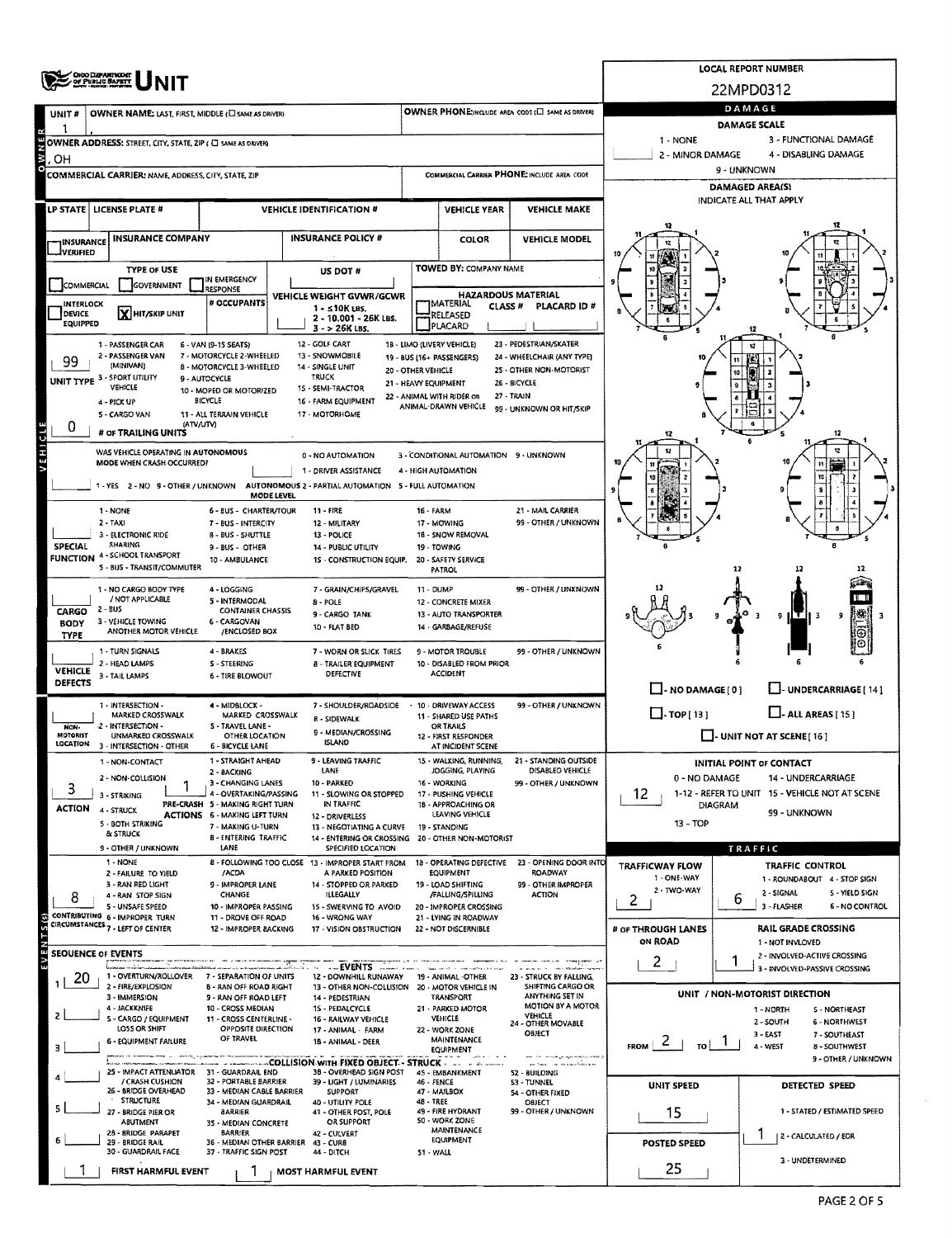# UNIT

**LOCAL REPORT NUMBER:** 22MPD0312

## OWNER

| UNIT # | OWNER NAME: LAST, FIRST, MIDDLE (☐ SAME AS DRIVER) | OWNER PHONE: INCLUDE AREA CODE (☐ SAME AS DRIVER) |
| --- | --- | --- |
| 1 | | |

OWNER ADDRESS: STREET, CITY, STATE, ZIP (☐ SAME AS DRIVER): , OH

COMMERCIAL CARRIER: NAME, ADDRESS, CITY, STATE, ZIP | COMMERCIAL CARRIER PHONE: INCLUDE AREA CODE

| LP STATE | LICENSE PLATE # | VEHICLE IDENTIFICATION # | VEHICLE YEAR | VEHICLE MAKE |
| --- | --- | --- | --- | --- |
| | | | | |

| ☐ INSURANCE VERIFIED | INSURANCE COMPANY | INSURANCE POLICY # | COLOR | VEHICLE MODEL |
| --- | --- | --- | --- | --- |
| | | | | |

TYPE OF USE: ☐ COMMERCIAL ☐ GOVERNMENT ☐ IN EMERGENCY RESPONSE

☐ INTERLOCK DEVICE EQUIPPED ☒ HIT/SKIP UNIT

# OCCUPANTS:

US DOT #:

TOWED BY: COMPANY NAME

VEHICLE WEIGHT GVWR/GCWR: 1 - ≤10K LBS. 2 - 10.001 - 26K LBS. 3 - > 26K LBS.

HAZARDOUS MATERIAL: ☐ MATERIAL RELEASED ☐ PLACARD — CLASS # — PLACARD ID #

## VEHICLE

**UNIT TYPE:** 99

1 - PASSENGER CAR, 2 - PASSENGER VAN (MINIVAN), 3 - SPORT UTILITY VEHICLE, 4 - PICK UP, 5 - CARGO VAN, 6 - VAN (9-15 SEATS), 7 - MOTORCYCLE 2-WHEELED, 8 - MOTORCYCLE 3-WHEELED, 9 - AUTOCYCLE, 10 - MOPED OR MOTORIZED BICYCLE, 11 - ALL TERRAIN VEHICLE (ATV/UTV), 12 - GOLF CART, 13 - SNOWMOBILE, 14 - SINGLE UNIT TRUCK, 15 - SEMI-TRACTOR, 16 - FARM EQUIPMENT, 17 - MOTORHOME, 18 - LIMO (LIVERY VEHICLE), 19 - BUS (16+ PASSENGERS), 20 - OTHER VEHICLE, 21 - HEAVY EQUIPMENT, 22 - ANIMAL WITH RIDER OR ANIMAL-DRAWN VEHICLE, 23 - PEDESTRIAN/SKATER, 24 - WHEELCHAIR (ANY TYPE), 25 - OTHER NON-MOTORIST, 26 - BICYCLE, 27 - TRAIN, 99 - UNKNOWN OR HIT/SKIP

**# OF TRAILING UNITS:** 0

WAS VEHICLE OPERATING IN AUTONOMOUS MODE WHEN CRASH OCCURRED? 1 - YES 2 - NO 9 - OTHER / UNKNOWN

AUTONOMOUS MODE LEVEL: 0 - NO AUTOMATION, 1 - DRIVER ASSISTANCE, 2 - PARTIAL AUTOMATION, 3 - CONDITIONAL AUTOMATION, 4 - HIGH AUTOMATION, 5 - FULL AUTOMATION, 9 - UNKNOWN

**SPECIAL FUNCTION:** 1 - NONE, 2 - TAXI, 3 - ELECTRONIC RIDE SHARING, 4 - SCHOOL TRANSPORT, 5 - BUS - TRANSIT/COMMUTER, 6 - BUS - CHARTER/TOUR, 7 - BUS - INTERCITY, 8 - BUS - SHUTTLE, 9 - BUS - OTHER, 10 - AMBULANCE, 11 - FIRE, 12 - MILITARY, 13 - POLICE, 14 - PUBLIC UTILITY, 15 - CONSTRUCTION EQUIP., 16 - FARM, 17 - MOWING, 18 - SNOW REMOVAL, 19 - TOWING, 20 - SAFETY SERVICE PATROL, 21 - MAIL CARRIER, 99 - OTHER / UNKNOWN

**CARGO BODY TYPE:** 1 - NO CARGO BODY TYPE / NOT APPLICABLE, 2 - BUS, 3 - VEHICLE TOWING ANOTHER MOTOR VEHICLE, 4 - LOGGING, 5 - INTERMODAL CONTAINER CHASSIS, 6 - CARGOVAN /ENCLOSED BOX, 7 - GRAIN/CHIPS/GRAVEL, 8 - POLE, 9 - CARGO TANK, 10 - FLAT BED, 11 - DUMP, 12 - CONCRETE MIXER, 13 - AUTO TRANSPORTER, 14 - GARBAGE/REFUSE, 99 - OTHER / UNKNOWN

**VEHICLE DEFECTS:** 1 - TURN SIGNALS, 2 - HEAD LAMPS, 3 - TAIL LAMPS, 4 - BRAKES, 5 - STEERING, 6 - TIRE BLOWOUT, 7 - WORN OR SLICK TIRES, 8 - TRAILER EQUIPMENT DEFECTIVE, 9 - MOTOR TROUBLE, 10 - DISABLED FROM PRIOR ACCIDENT, 99 - OTHER / UNKNOWN

**NON-MOTORIST LOCATION:** 1 - INTERSECTION - MARKED CROSSWALK, 2 - INTERSECTION - UNMARKED CROSSWALK, 3 - INTERSECTION - OTHER, 4 - MIDBLOCK - MARKED CROSSWALK, 5 - TRAVEL LANE - OTHER LOCATION, 6 - BICYCLE LANE, 7 - SHOULDER/ROADSIDE, 8 - SIDEWALK, 9 - MEDIAN/CROSSING ISLAND, 10 - DRIVEWAY ACCESS, 11 - SHARED USE PATHS OR TRAILS, 12 - FIRST RESPONDER AT INCIDENT SCENE, 99 - OTHER / UNKNOWN

**ACTION:** 3 — 1 - NON-CONTACT, 2 - NON-COLLISION, 3 - STRIKING, 4 - STRUCK, 5 - BOTH STRIKING & STRUCK, 9 - OTHER / UNKNOWN

**PRE-CRASH ACTIONS:** 1 — 1 - STRAIGHT AHEAD, 2 - BACKING, 3 - CHANGING LANES, 4 - OVERTAKING/PASSING, 5 - MAKING RIGHT TURN, 6 - MAKING LEFT TURN, 7 - MAKING U-TURN, 8 - ENTERING TRAFFIC LANE, 9 - LEAVING TRAFFIC LANE, 10 - PARKED, 11 - SLOWING OR STOPPED IN TRAFFIC, 12 - DRIVERLESS, 13 - NEGOTIATING A CURVE, 14 - ENTERING OR CROSSING SPECIFIED LOCATION, 15 - WALKING, RUNNING, JOGGING, PLAYING, 16 - WORKING, 17 - PUSHING VEHICLE, 18 - APPROACHING OR LEAVING VEHICLE, 19 - STANDING, 20 - OTHER NON-MOTORIST, 21 - STANDING OUTSIDE DISABLED VEHICLE, 99 - OTHER / UNKNOWN

## EVENTS

**CONTRIBUTING CIRCUMSTANCES:** 8 — 1 - NONE, 2 - FAILURE TO YIELD, 3 - RAN RED LIGHT, 4 - RAN STOP SIGN, 5 - UNSAFE SPEED, 6 - IMPROPER TURN, 7 - LEFT OF CENTER, 8 - FOLLOWING TOO CLOSE /ACDA, 9 - IMPROPER LANE CHANGE, 10 - IMPROPER PASSING, 11 - DROVE OFF ROAD, 12 - IMPROPER BACKING, 13 - IMPROPER START FROM A PARKED POSITION, 14 - STOPPED OR PARKED ILLEGALLY, 15 - SWERVING TO AVOID, 16 - WRONG WAY, 17 - VISION OBSTRUCTION, 18 - OPERATING DEFECTIVE EQUIPMENT, 19 - LOAD SHIFTING /FALLING/SPILLING, 20 - IMPROPER CROSSING, 21 - LYING IN ROADWAY, 22 - NOT DISCERNIBLE, 23 - OPENING DOOR INTO ROADWAY, 99 - OTHER IMPROPER ACTION

**SEQUENCE OF EVENTS:**

| # | EVENT |
| --- | --- |
| 1 | 20 |
| 2 | |
| 3 | |
| 4 | |
| 5 | |
| 6 | |

EVENTS: 1 - OVERTURN/ROLLOVER, 2 - FIRE/EXPLOSION, 3 - IMMERSION, 4 - JACKKNIFE, 5 - CARGO / EQUIPMENT LOSS OR SHIFT, 6 - EQUIPMENT FAILURE, 7 - SEPARATION OF UNITS, 8 - RAN OFF ROAD RIGHT, 9 - RAN OFF ROAD LEFT, 10 - CROSS MEDIAN, 11 - CROSS CENTERLINE - OPPOSITE DIRECTION OF TRAVEL, 12 - DOWNHILL RUNAWAY, 13 - OTHER NON-COLLISION, 14 - PEDESTRIAN, 15 - PEDALCYCLE, 16 - RAILWAY VEHICLE, 17 - ANIMAL - FARM, 18 - ANIMAL - DEER, 19 - ANIMAL -OTHER, 20 - MOTOR VEHICLE IN TRANSPORT, 21 - PARKED MOTOR VEHICLE, 22 - WORK ZONE MAINTENANCE EQUIPMENT, 23 - STRUCK BY FALLING, SHIFTING CARGO OR ANYTHING SET IN MOTION BY A MOTOR VEHICLE, 24 - OTHER MOVABLE OBJECT

COLLISION WITH FIXED OBJECT - STRUCK: 25 - IMPACT ATTENUATOR / CRASH CUSHION, 26 - BRIDGE OVERHEAD STRUCTURE, 27 - BRIDGE PIER OR ABUTMENT, 28 - BRIDGE PARAPET, 29 - BRIDGE RAIL, 30 - GUARDRAIL FACE, 31 - GUARDRAIL END, 32 - PORTABLE BARRIER, 33 - MEDIAN CABLE BARRIER, 34 - MEDIAN GUARDRAIL BARRIER, 35 - MEDIAN CONCRETE BARRIER, 36 - MEDIAN OTHER BARRIER, 37 - TRAFFIC SIGN POST, 38 - OVERHEAD SIGN POST, 39 - LIGHT / LUMINARIES SUPPORT, 40 - UTILITY POLE, 41 - OTHER POST, POLE OR SUPPORT, 42 - CULVERT, 43 - CURB, 44 - DITCH, 45 - EMBANKMENT, 46 - FENCE, 47 - MAILBOX, 48 - TREE, 49 - FIRE HYDRANT, 50 - WORK ZONE MAINTENANCE EQUIPMENT, 51 - WALL, 52 - BUILDING, 53 - TUNNEL, 54 - OTHER FIXED OBJECT, 99 - OTHER / UNKNOWN

**FIRST HARMFUL EVENT:** 1 | **MOST HARMFUL EVENT:** 1

## DAMAGE

DAMAGE SCALE: 1 - NONE, 2 - MINOR DAMAGE, 3 - FUNCTIONAL DAMAGE, 4 - DISABLING DAMAGE, 9 - UNKNOWN

DAMAGED AREA(S) — INDICATE ALL THAT APPLY

☐ - NO DAMAGE [ 0 ] ☐ - UNDERCARRIAGE [ 14 ] ☐ - TOP [ 13 ] ☐ - ALL AREAS [ 15 ] ☐ - UNIT NOT AT SCENE [ 16 ]

**INITIAL POINT OF CONTACT:** 12 — 0 - NO DAMAGE, 1-12 - REFER TO UNIT DIAGRAM, 13 - TOP, 14 - UNDERCARRIAGE, 15 - VEHICLE NOT AT SCENE, 99 - UNKNOWN

## TRAFFIC

**TRAFFICWAY FLOW:** 2 — 1 - ONE-WAY, 2 - TWO-WAY

**TRAFFIC CONTROL:** 6 — 1 - ROUNDABOUT, 2 - SIGNAL, 3 - FLASHER, 4 - STOP SIGN, 5 - YIELD SIGN, 6 - NO CONTROL

**# OF THROUGH LANES ON ROAD:** 2

**RAIL GRADE CROSSING:** 1 — 1 - NOT INVLOVED, 2 - INVOLVED-ACTIVE CROSSING, 3 - INVOLVED-PASSIVE CROSSING

**UNIT / NON-MOTORIST DIRECTION:** FROM 2 TO 1 — 1 - NORTH, 2 - SOUTH, 3 - EAST, 4 - WEST, 5 - NORTHEAST, 6 - NORTHWEST, 7 - SOUTHEAST, 8 - SOUTHWEST, 9 - OTHER / UNKNOWN

**UNIT SPEED:** 15

**DETECTED SPEED:** 1 — 1 - STATED / ESTIMATED SPEED, 2 - CALCULATED / EDR, 3 - UNDETERMINED

**POSTED SPEED:** 25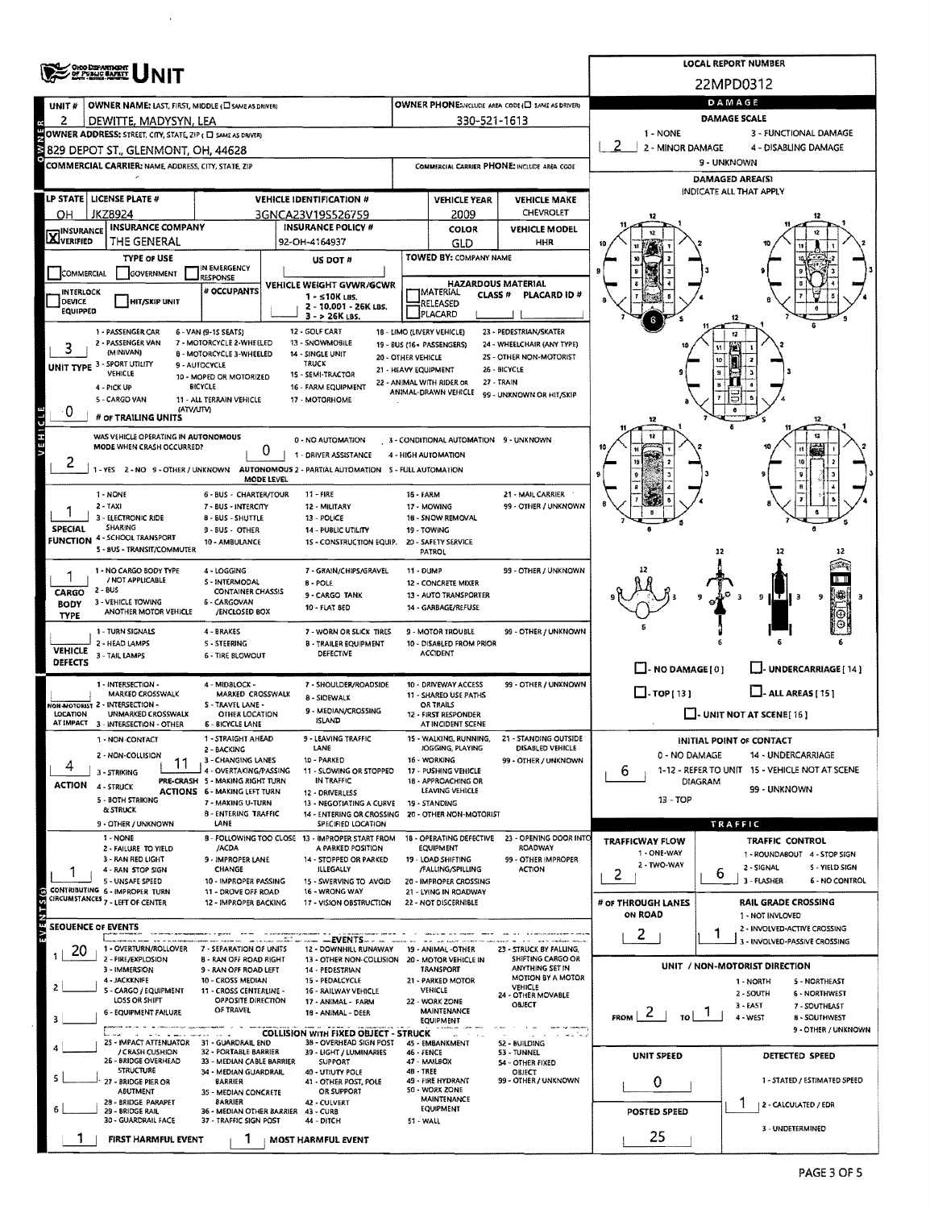# OHIO DEPARTMENT OF PUBLIC SAFETY UNIT

**LOCAL REPORT NUMBER:** 22MPD0312

| UNIT # | OWNER NAME: LAST, FIRST, MIDDLE (☐ SAME AS DRIVER) | OWNER PHONE: INCLUDE AREA CODE (☐ SAME AS DRIVER) |
|---|---|---|
| 2 | DEWITTE, MADYSYN, LEA | 330-521-1613 |

**OWNER ADDRESS:** STREET, CITY, STATE, ZIP (☐ SAME AS DRIVER)
829 DEPOT ST., GLENMONT, OH, 44628

**COMMERCIAL CARRIER:** NAME, ADDRESS, CITY, STATE, ZIP — COMMERCIAL CARRIER PHONE: INCLUDE AREA CODE

| LP STATE | LICENSE PLATE # | VEHICLE IDENTIFICATION # | VEHICLE YEAR | VEHICLE MAKE |
|---|---|---|---|---|
| OH | JKZ8924 | 3GNCA23V19S526759 | 2009 | CHEVROLET |

| INSURANCE VERIFIED | INSURANCE COMPANY | INSURANCE POLICY # | COLOR | VEHICLE MODEL |
|---|---|---|---|---|
| X | THE GENERAL | 92-OH-4164937 | GLD | HHR |

**TYPE OF USE:** ☐ COMMERCIAL ☐ GOVERNMENT ☐ IN EMERGENCY RESPONSE
**US DOT #:**
**TOWED BY:** COMPANY NAME
☐ INTERLOCK DEVICE EQUIPPED ☐ HIT/SKIP UNIT
**# OCCUPANTS:**
**VEHICLE WEIGHT GVWR/GCWR:** 1 - ≤10K LBS. 2 - 10,001 - 26K LBS. 3 - > 26K LBS.
**HAZARDOUS MATERIAL:** ☐ MATERIAL RELEASED ☐ PLACARD — CLASS # — PLACARD ID #

**UNIT TYPE:** 3
1 - PASSENGER CAR, 2 - PASSENGER VAN (MINIVAN), 3 - SPORT UTILITY VEHICLE, 4 - PICK UP, 5 - CARGO VAN, 6 - VAN (9-15 SEATS), 7 - MOTORCYCLE 2-WHEELED, 8 - MOTORCYCLE 3-WHEELED, 9 - AUTOCYCLE, 10 - MOPED OR MOTORIZED BICYCLE, 11 - ALL TERRAIN VEHICLE (ATV/UTV), 12 - GOLF CART, 13 - SNOWMOBILE, 14 - SINGLE UNIT TRUCK, 15 - SEMI-TRACTOR, 16 - FARM EQUIPMENT, 17 - MOTORHOME, 18 - LIMO (LIVERY VEHICLE), 19 - BUS (16+ PASSENGERS), 20 - OTHER VEHICLE, 21 - HEAVY EQUIPMENT, 22 - ANIMAL WITH RIDER OR ANIMAL-DRAWN VEHICLE, 23 - PEDESTRIAN/SKATER, 24 - WHEELCHAIR (ANY TYPE), 25 - OTHER NON-MOTORIST, 26 - BICYCLE, 27 - TRAIN, 99 - UNKNOWN OR HIT/SKIP

**# OF TRAILING UNITS:** 0

**WAS VEHICLE OPERATING IN AUTONOMOUS MODE WHEN CRASH OCCURRED?** 2
1 - YES 2 - NO 9 - OTHER / UNKNOWN
**AUTONOMOUS MODE LEVEL:** 0
0 - NO AUTOMATION, 1 - DRIVER ASSISTANCE, 2 - PARTIAL AUTOMATION, 3 - CONDITIONAL AUTOMATION, 4 - HIGH AUTOMATION, 5 - FULL AUTOMATION, 9 - UNKNOWN

**SPECIAL FUNCTION:** 1
1 - NONE, 2 - TAXI, 3 - ELECTRONIC RIDE SHARING, 4 - SCHOOL TRANSPORT, 5 - BUS - TRANSIT/COMMUTER, 6 - BUS - CHARTER/TOUR, 7 - BUS - INTERCITY, 8 - BUS - SHUTTLE, 9 - BUS - OTHER, 10 - AMBULANCE, 11 - FIRE, 12 - MILITARY, 13 - POLICE, 14 - PUBLIC UTILITY, 15 - CONSTRUCTION EQUIP., 16 - FARM, 17 - MOWING, 18 - SNOW REMOVAL, 19 - TOWING, 20 - SAFETY SERVICE PATROL, 21 - MAIL CARRIER, 99 - OTHER / UNKNOWN

**CARGO BODY TYPE:** 1
1 - NO CARGO BODY TYPE / NOT APPLICABLE, 2 - BUS, 3 - VEHICLE TOWING ANOTHER MOTOR VEHICLE, 4 - LOGGING, 5 - INTERMODAL CONTAINER CHASSIS, 6 - CARGOVAN /ENCLOSED BOX, 7 - GRAIN/CHIPS/GRAVEL, 8 - POLE, 9 - CARGO TANK, 10 - FLAT BED, 11 - DUMP, 12 - CONCRETE MIXER, 13 - AUTO TRANSPORTER, 14 - GARBAGE/REFUSE, 99 - OTHER / UNKNOWN

**VEHICLE DEFECTS:**
1 - TURN SIGNALS, 2 - HEAD LAMPS, 3 - TAIL LAMPS, 4 - BRAKES, 5 - STEERING, 6 - TIRE BLOWOUT, 7 - WORN OR SLICK TIRES, 8 - TRAILER EQUIPMENT DEFECTIVE, 9 - MOTOR TROUBLE, 10 - DISABLED FROM PRIOR ACCIDENT, 99 - OTHER / UNKNOWN

**NON-MOTORIST LOCATION AT IMPACT:**
1 - INTERSECTION - MARKED CROSSWALK, 2 - INTERSECTION - UNMARKED CROSSWALK, 3 - INTERSECTION - OTHER, 4 - MIDBLOCK - MARKED CROSSWALK, 5 - TRAVEL LANE - OTHER LOCATION, 6 - BICYCLE LANE, 7 - SHOULDER/ROADSIDE, 8 - SIDEWALK, 9 - MEDIAN/CROSSING ISLAND, 10 - DRIVEWAY ACCESS, 11 - SHARED USE PATHS OR TRAILS, 12 - FIRST RESPONDER AT INCIDENT SCENE, 99 - OTHER / UNKNOWN

**ACTION:** 4
1 - NON-CONTACT, 2 - NON-COLLISION, 3 - STRIKING, 4 - STRUCK, 5 - BOTH STRIKING & STRUCK, 9 - OTHER / UNKNOWN

**PRE-CRASH ACTIONS:** 11
1 - STRAIGHT AHEAD, 2 - BACKING, 3 - CHANGING LANES, 4 - OVERTAKING/PASSING, 5 - MAKING RIGHT TURN, 6 - MAKING LEFT TURN, 7 - MAKING U-TURN, 8 - ENTERING TRAFFIC LANE, 9 - LEAVING TRAFFIC LANE, 10 - PARKED, 11 - SLOWING OR STOPPED IN TRAFFIC, 12 - DRIVERLESS, 13 - NEGOTIATING A CURVE, 14 - ENTERING OR CROSSING SPECIFIED LOCATION, 15 - WALKING, RUNNING, JOGGING, PLAYING, 16 - WORKING, 17 - PUSHING VEHICLE, 18 - APPROACHING OR LEAVING VEHICLE, 19 - STANDING, 20 - OTHER NON-MOTORIST, 21 - STANDING OUTSIDE DISABLED VEHICLE, 99 - OTHER / UNKNOWN

**CONTRIBUTING CIRCUMSTANCES:** 1
1 - NONE, 2 - FAILURE TO YIELD, 3 - RAN RED LIGHT, 4 - RAN STOP SIGN, 5 - UNSAFE SPEED, 6 - IMPROPER TURN, 7 - LEFT OF CENTER, 8 - FOLLOWING TOO CLOSE /ACDA, 9 - IMPROPER LANE CHANGE, 10 - IMPROPER PASSING, 11 - DROVE OFF ROAD, 12 - IMPROPER BACKING, 13 - IMPROPER START FROM A PARKED POSITION, 14 - STOPPED OR PARKED ILLEGALLY, 15 - SWERVING TO AVOID, 16 - WRONG WAY, 17 - VISION OBSTRUCTION, 18 - OPERATING DEFECTIVE EQUIPMENT, 19 - LOAD SHIFTING /FALLING/SPILLING, 20 - IMPROPER CROSSING, 21 - LYING IN ROADWAY, 22 - NOT DISCERNIBLE, 23 - OPENING DOOR INTO ROADWAY, 99 - OTHER IMPROPER ACTION

**SEQUENCE OF EVENTS**
1: 20
2:
3:
4:
5:
6:

**EVENTS:** 1 - OVERTURN/ROLLOVER, 2 - FIRE/EXPLOSION, 3 - IMMERSION, 4 - JACKKNIFE, 5 - CARGO / EQUIPMENT LOSS OR SHIFT, 6 - EQUIPMENT FAILURE, 7 - SEPARATION OF UNITS, 8 - RAN OFF ROAD RIGHT, 9 - RAN OFF ROAD LEFT, 10 - CROSS MEDIAN, 11 - CROSS CENTERLINE - OPPOSITE DIRECTION OF TRAVEL, 12 - DOWNHILL RUNAWAY, 13 - OTHER NON-COLLISION, 14 - PEDESTRIAN, 15 - PEDALCYCLE, 16 - RAILWAY VEHICLE, 17 - ANIMAL - FARM, 18 - ANIMAL - DEER, 19 - ANIMAL -OTHER, 20 - MOTOR VEHICLE IN TRANSPORT, 21 - PARKED MOTOR VEHICLE, 22 - WORK ZONE MAINTENANCE EQUIPMENT, 23 - STRUCK BY FALLING, SHIFTING CARGO OR ANYTHING SET IN MOTION BY A MOTOR VEHICLE, 24 - OTHER MOVABLE OBJECT

**COLLISION WITH FIXED OBJECT - STRUCK:** 25 - IMPACT ATTENUATOR / CRASH CUSHION, 26 - BRIDGE OVERHEAD STRUCTURE, 27 - BRIDGE PIER OR ABUTMENT, 28 - BRIDGE PARAPET, 29 - BRIDGE RAIL, 30 - GUARDRAIL FACE, 31 - GUARDRAIL END, 32 - PORTABLE BARRIER, 33 - MEDIAN CABLE BARRIER, 34 - MEDIAN GUARDRAIL BARRIER, 35 - MEDIAN CONCRETE BARRIER, 36 - MEDIAN OTHER BARRIER, 37 - TRAFFIC SIGN POST, 38 - OVERHEAD SIGN POST, 39 - LIGHT / LUMINARIES SUPPORT, 40 - UTILITY POLE, 41 - OTHER POST, POLE OR SUPPORT, 42 - CULVERT, 43 - CURB, 44 - DITCH, 45 - EMBANKMENT, 46 - FENCE, 47 - MAILBOX, 48 - TREE, 49 - FIRE HYDRANT, 50 - WORK ZONE MAINTENANCE EQUIPMENT, 51 - WALL, 52 - BUILDING, 53 - TUNNEL, 54 - OTHER FIXED OBJECT, 99 - OTHER / UNKNOWN

**FIRST HARMFUL EVENT:** 1 **MOST HARMFUL EVENT:** 1

## DAMAGE

**DAMAGE SCALE:** 2
1 - NONE, 2 - MINOR DAMAGE, 3 - FUNCTIONAL DAMAGE, 4 - DISABLING DAMAGE, 9 - UNKNOWN

**DAMAGED AREA(S)** — INDICATE ALL THAT APPLY: 6

☐ - NO DAMAGE [0] ☐ - UNDERCARRIAGE [14] ☐ - TOP [13] ☐ - ALL AREAS [15] ☐ - UNIT NOT AT SCENE [16]

**INITIAL POINT OF CONTACT:** 6
0 - NO DAMAGE, 1-12 - REFER TO UNIT DIAGRAM, 13 - TOP, 14 - UNDERCARRIAGE, 15 - VEHICLE NOT AT SCENE, 99 - UNKNOWN

## TRAFFIC

**TRAFFICWAY FLOW:** 2
1 - ONE-WAY, 2 - TWO-WAY

**TRAFFIC CONTROL:** 6
1 - ROUNDABOUT, 2 - SIGNAL, 3 - FLASHER, 4 - STOP SIGN, 5 - YIELD SIGN, 6 - NO CONTROL

**# OF THROUGH LANES ON ROAD:** 2

**RAIL GRADE CROSSING:** 1
1 - NOT INVLOVED, 2 - INVOLVED-ACTIVE CROSSING, 3 - INVOLVED-PASSIVE CROSSING

**UNIT / NON-MOTORIST DIRECTION:** FROM 2 TO 1
1 - NORTH, 2 - SOUTH, 3 - EAST, 4 - WEST, 5 - NORTHEAST, 6 - NORTHWEST, 7 - SOUTHEAST, 8 - SOUTHWEST, 9 - OTHER / UNKNOWN

**UNIT SPEED:** 0
**POSTED SPEED:** 25
**DETECTED SPEED:** 1
1 - STATED / ESTIMATED SPEED, 2 - CALCULATED / EDR, 3 - UNDETERMINED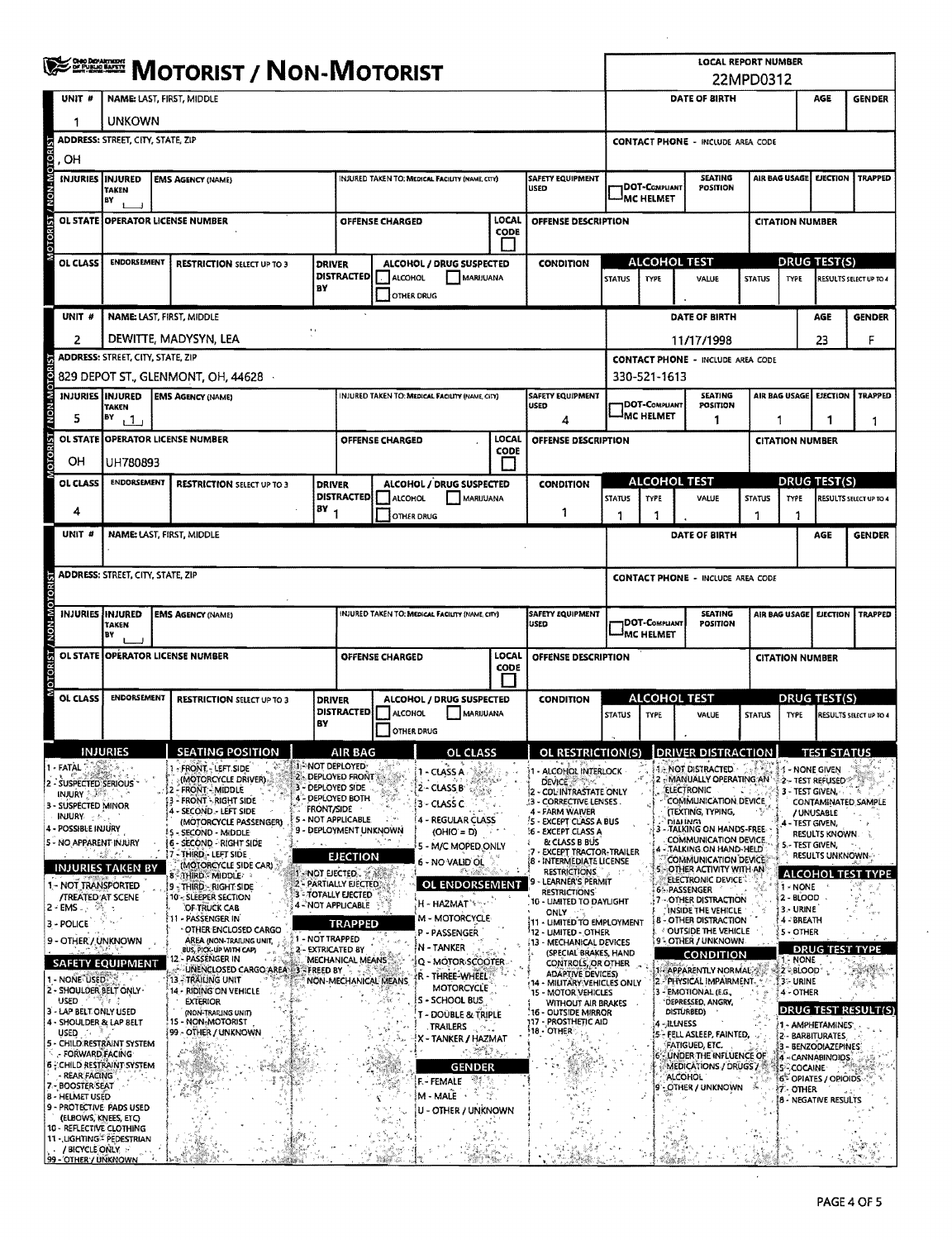# MOTORIST / NON-MOTORIST

**LOCAL REPORT NUMBER:** 22MPD0312

## Unit 1

| UNIT # | NAME: LAST, FIRST, MIDDLE | DATE OF BIRTH | AGE | GENDER |
|---|---|---|---|---|
| 1 | UNKOWN | | | |

| ADDRESS: STREET, CITY, STATE, ZIP | CONTACT PHONE - INCLUDE AREA CODE |
|---|---|
| , OH | |

| INJURIES | INJURED TAKEN BY | EMS AGENCY (NAME) | INJURED TAKEN TO: MEDICAL FACILITY (NAME, CITY) | SAFETY EQUIPMENT USED | DOT-COMPLIANT MC HELMET | SEATING POSITION | AIR BAG USAGE | EJECTION | TRAPPED |
|---|---|---|---|---|---|---|---|---|---|
| | | | | | | | | | |

| OL STATE | OPERATOR LICENSE NUMBER | OFFENSE CHARGED | LOCAL CODE | OFFENSE DESCRIPTION | CITATION NUMBER |
|---|---|---|---|---|---|
| | | | | | |

| OL CLASS | ENDORSEMENT | RESTRICTION SELECT UP TO 3 | DRIVER DISTRACTED BY | ALCOHOL / DRUG SUSPECTED | CONDITION | ALCOHOL TEST STATUS | ALCOHOL TEST TYPE | ALCOHOL TEST VALUE | DRUG TEST(S) STATUS | DRUG TEST(S) TYPE | RESULTS SELECT UP TO 4 |
|---|---|---|---|---|---|---|---|---|---|---|---|
| | | | | | | | | | | | |

## Unit 2

| UNIT # | NAME: LAST, FIRST, MIDDLE | DATE OF BIRTH | AGE | GENDER |
|---|---|---|---|---|
| 2 | DEWITTE, MADYSYN, LEA | 11/17/1998 | 23 | F |

| ADDRESS: STREET, CITY, STATE, ZIP | CONTACT PHONE - INCLUDE AREA CODE |
|---|---|
| 829 DEPOT ST., GLENMONT, OH, 44628 | 330-521-1613 |

| INJURIES | INJURED TAKEN BY | EMS AGENCY (NAME) | INJURED TAKEN TO: MEDICAL FACILITY (NAME, CITY) | SAFETY EQUIPMENT USED | DOT-COMPLIANT MC HELMET | SEATING POSITION | AIR BAG USAGE | EJECTION | TRAPPED |
|---|---|---|---|---|---|---|---|---|---|
| 5 | 1 | | | 4 | | 1 | 1 | 1 | 1 |

| OL STATE | OPERATOR LICENSE NUMBER | OFFENSE CHARGED | LOCAL CODE | OFFENSE DESCRIPTION | CITATION NUMBER |
|---|---|---|---|---|---|
| OH | UH780893 | | | | |

| OL CLASS | ENDORSEMENT | RESTRICTION SELECT UP TO 3 | DRIVER DISTRACTED BY | ALCOHOL / DRUG SUSPECTED | CONDITION | ALCOHOL TEST STATUS | ALCOHOL TEST TYPE | ALCOHOL TEST VALUE | DRUG TEST(S) STATUS | DRUG TEST(S) TYPE | RESULTS SELECT UP TO 4 |
|---|---|---|---|---|---|---|---|---|---|---|---|
| 4 | | | 1 | | 1 | 1 | 1 | . | 1 | 1 | |

## Unit (blank)

| UNIT # | NAME: LAST, FIRST, MIDDLE | DATE OF BIRTH | AGE | GENDER |
|---|---|---|---|---|
| | | | | |

| ADDRESS: STREET, CITY, STATE, ZIP | CONTACT PHONE - INCLUDE AREA CODE |
|---|---|
| | |

| INJURIES | INJURED TAKEN BY | EMS AGENCY (NAME) | INJURED TAKEN TO: MEDICAL FACILITY (NAME, CITY) | SAFETY EQUIPMENT USED | DOT-COMPLIANT MC HELMET | SEATING POSITION | AIR BAG USAGE | EJECTION | TRAPPED |
|---|---|---|---|---|---|---|---|---|---|
| | | | | | | | | | |

| OL STATE | OPERATOR LICENSE NUMBER | OFFENSE CHARGED | LOCAL CODE | OFFENSE DESCRIPTION | CITATION NUMBER |
|---|---|---|---|---|---|
| | | | | | |

| OL CLASS | ENDORSEMENT | RESTRICTION SELECT UP TO 3 | DRIVER DISTRACTED BY | ALCOHOL / DRUG SUSPECTED | CONDITION | ALCOHOL TEST STATUS | ALCOHOL TEST TYPE | ALCOHOL TEST VALUE | DRUG TEST(S) STATUS | DRUG TEST(S) TYPE | RESULTS SELECT UP TO 4 |
|---|---|---|---|---|---|---|---|---|---|---|---|
| | | | | | | | | | | | |

## Codes

**INJURIES**
1 - FATAL
2 - SUSPECTED SERIOUS INJURY
3 - SUSPECTED MINOR INJURY
4 - POSSIBLE INJURY
5 - NO APPARENT INJURY

**INJURIES TAKEN BY**
1 - NOT TRANSPORTED /TREATED AT SCENE
2 - EMS
3 - POLICE
9 - OTHER / UNKNOWN

**SAFETY EQUIPMENT**
1 - NONE USED
2 - SHOULDER BELT ONLY USED
3 - LAP BELT ONLY USED
4 - SHOULDER & LAP BELT USED
5 - CHILD RESTRAINT SYSTEM - FORWARD FACING
6 - CHILD RESTRAINT SYSTEM - REAR FACING
7 - BOOSTER SEAT
8 - HELMET USED
9 - PROTECTIVE PADS USED (ELBOWS, KNEES, ETC)
10 - REFLECTIVE CLOTHING
11 - LIGHTING - PEDESTRIAN / BICYCLE ONLY
99 - OTHER / UNKNOWN

**SEATING POSITION**
1 - FRONT - LEFT SIDE (MOTORCYCLE DRIVER)
2 - FRONT - MIDDLE
3 - FRONT - RIGHT SIDE
4 - SECOND - LEFT SIDE (MOTORCYCLE PASSENGER)
5 - SECOND - MIDDLE
6 - SECOND - RIGHT SIDE
7 - THIRD - LEFT SIDE (MOTORCYCLE SIDE CAR)
8 - THIRD - MIDDLE
9 - THIRD - RIGHT SIDE
10 - SLEEPER SECTION OF TRUCK CAB
11 - PASSENGER IN OTHER ENCLOSED CARGO AREA (NON-TRAILING UNIT, BUS, PICK-UP WITH CAP)
12 - PASSENGER IN UNENCLOSED CARGO AREA
13 - TRAILING UNIT
14 - RIDING ON VEHICLE EXTERIOR (NON-TRAILING UNIT)
15 - NON-MOTORIST
99 - OTHER / UNKNOWN

**AIR BAG**
1 - NOT DEPLOYED
2 - DEPLOYED FRONT
3 - DEPLOYED SIDE
4 - DEPLOYED BOTH FRONT/SIDE
5 - NOT APPLICABLE
9 - DEPLOYMENT UNKNOWN

**EJECTION**
1 - NOT EJECTED
2 - PARTIALLY EJECTED
3 - TOTALLY EJECTED
4 - NOT APPLICABLE

**TRAPPED**
1 - NOT TRAPPED
2 - EXTRICATED BY MECHANICAL MEANS
3 - FREED BY NON-MECHANICAL MEANS

**OL CLASS**
1 - CLASS A
2 - CLASS B
3 - CLASS C
4 - REGULAR CLASS (OHIO = D)
5 - M/C MOPED ONLY
6 - NO VALID OL

**OL ENDORSEMENT**
H - HAZMAT
M - MOTORCYCLE
P - PASSENGER
N - TANKER
Q - MOTOR SCOOTER
R - THREE-WHEEL MOTORCYCLE
S - SCHOOL BUS
T - DOUBLE & TRIPLE TRAILERS
X - TANKER / HAZMAT

**GENDER**
F - FEMALE
M - MALE
U - OTHER / UNKNOWN

**OL RESTRICTION(S)**
1 - ALCOHOL INTERLOCK DEVICE
2 - CDL INTRASTATE ONLY
3 - CORRECTIVE LENSES
4 - FARM WAIVER
5 - EXCEPT CLASS A BUS
6 - EXCEPT CLASS A & CLASS B BUS
7 - EXCEPT TRACTOR-TRAILER
8 - INTERMEDIATE LICENSE RESTRICTIONS
9 - LEARNER'S PERMIT RESTRICTIONS
10 - LIMITED TO DAYLIGHT ONLY
11 - LIMITED TO EMPLOYMENT
12 - LIMITED - OTHER
13 - MECHANICAL DEVICES (SPECIAL BRAKES, HAND CONTROLS, OR OTHER ADAPTIVE DEVICES)
14 - MILITARY VEHICLES ONLY
15 - MOTOR VEHICLES WITHOUT AIR BRAKES
16 - OUTSIDE MIRROR
17 - PROSTHETIC AID
18 - OTHER

**DRIVER DISTRACTION**
1 - NOT DISTRACTED
2 - MANUALLY OPERATING AN ELECTRONIC COMMUNICATION DEVICE (TEXTING, TYPING, DIALING)
3 - TALKING ON HANDS-FREE COMMUNICATION DEVICE
4 - TALKING ON HAND-HELD COMMUNICATION DEVICE
5 - OTHER ACTIVITY WITH AN ELECTRONIC DEVICE
6 - PASSENGER
7 - OTHER DISTRACTION INSIDE THE VEHICLE
8 - OTHER DISTRACTION OUTSIDE THE VEHICLE
9 - OTHER / UNKNOWN

**CONDITION**
1 - APPARENTLY NORMAL
2 - PHYSICAL IMPAIRMENT
3 - EMOTIONAL (E.G., DEPRESSED, ANGRY, DISTURBED)
4 - ILLNESS
5 - FELL ASLEEP, FAINTED, FATIGUED, ETC.
6 - UNDER THE INFLUENCE OF MEDICATIONS / DRUGS / ALCOHOL
9 - OTHER / UNKNOWN

**TEST STATUS**
1 - NONE GIVEN
2 - TEST REFUSED
3 - TEST GIVEN, CONTAMINATED SAMPLE / UNUSABLE
4 - TEST GIVEN, RESULTS KNOWN
5 - TEST GIVEN, RESULTS UNKNOWN

**ALCOHOL TEST TYPE**
1 - NONE
2 - BLOOD
3 - URINE
4 - BREATH
5 - OTHER

**DRUG TEST TYPE**
1 - NONE
2 - BLOOD
3 - URINE
4 - OTHER

**DRUG TEST RESULT(S)**
1 - AMPHETAMINES
2 - BARBITURATES
3 - BENZODIAZEPINES
4 - CANNABINOIDS
5 - COCAINE
6 - OPIATES / OPIOIDS
7 - OTHER
8 - NEGATIVE RESULTS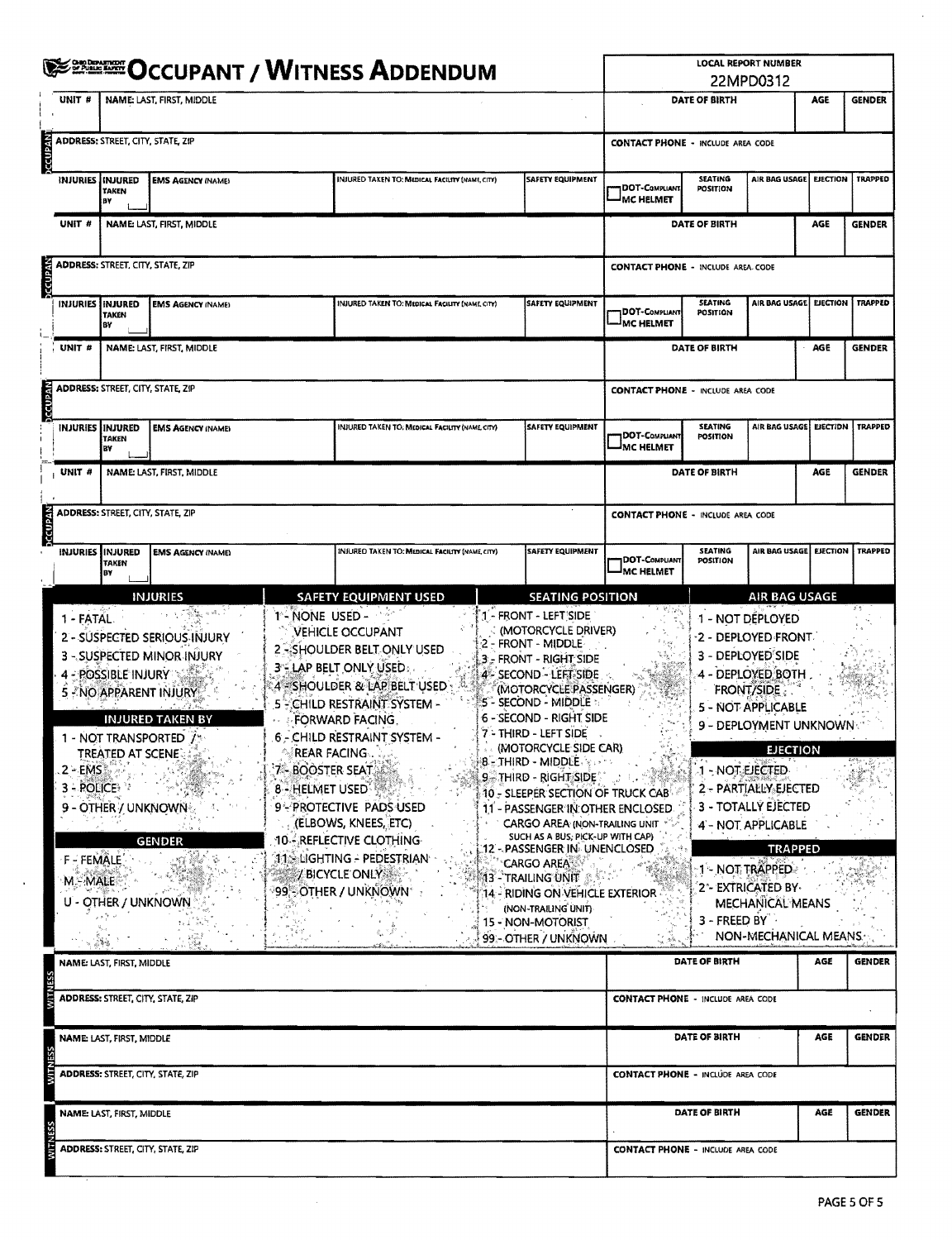# OCCUPANT / WITNESS ADDENDUM

OHIO DEPARTMENT OF PUBLIC SAFETY

LOCAL REPORT NUMBER: 22MPD0312

## OCCUPANT

| UNIT # | NAME: LAST, FIRST, MIDDLE | | | | DATE OF BIRTH | | AGE | GENDER |
|---|---|---|---|---|---|---|---|---|
| ADDRESS: STREET, CITY, STATE, ZIP | | | | | CONTACT PHONE - INCLUDE AREA CODE | | | |
| INJURIES | INJURED TAKEN BY | EMS AGENCY (NAME) | INJURED TAKEN TO: MEDICAL FACILITY (NAME, CITY) | SAFETY EQUIPMENT | DOT-COMPLIANT MC HELMET | SEATING POSITION | AIR BAG USAGE | EJECTION | TRAPPED |

## OCCUPANT

| UNIT # | NAME: LAST, FIRST, MIDDLE | | | | DATE OF BIRTH | | AGE | GENDER |
|---|---|---|---|---|---|---|---|---|
| ADDRESS: STREET, CITY, STATE, ZIP | | | | | CONTACT PHONE - INCLUDE AREA CODE | | | |
| INJURIES | INJURED TAKEN BY | EMS AGENCY (NAME) | INJURED TAKEN TO: MEDICAL FACILITY (NAME, CITY) | SAFETY EQUIPMENT | DOT-COMPLIANT MC HELMET | SEATING POSITION | AIR BAG USAGE | EJECTION | TRAPPED |

## OCCUPANT

| UNIT # | NAME: LAST, FIRST, MIDDLE | | | | DATE OF BIRTH | | AGE | GENDER |
|---|---|---|---|---|---|---|---|---|
| ADDRESS: STREET, CITY, STATE, ZIP | | | | | CONTACT PHONE - INCLUDE AREA CODE | | | |
| INJURIES | INJURED TAKEN BY | EMS AGENCY (NAME) | INJURED TAKEN TO: MEDICAL FACILITY (NAME, CITY) | SAFETY EQUIPMENT | DOT-COMPLIANT MC HELMET | SEATING POSITION | AIR BAG USAGE | EJECTION | TRAPPED |

## OCCUPANT

| UNIT # | NAME: LAST, FIRST, MIDDLE | | | | DATE OF BIRTH | | AGE | GENDER |
|---|---|---|---|---|---|---|---|---|
| ADDRESS: STREET, CITY, STATE, ZIP | | | | | CONTACT PHONE - INCLUDE AREA CODE | | | |
| INJURIES | INJURED TAKEN BY | EMS AGENCY (NAME) | INJURED TAKEN TO: MEDICAL FACILITY (NAME, CITY) | SAFETY EQUIPMENT | DOT-COMPLIANT MC HELMET | SEATING POSITION | AIR BAG USAGE | EJECTION | TRAPPED |

### INJURIES
1 - FATAL
2 - SUSPECTED SERIOUS INJURY
3 - SUSPECTED MINOR INJURY
4 - POSSIBLE INJURY
5 - NO APPARENT INJURY

### INJURED TAKEN BY
1 - NOT TRANSPORTED / TREATED AT SCENE
2 - EMS
3 - POLICE
9 - OTHER / UNKNOWN

### GENDER
F - FEMALE
M - MALE
U - OTHER / UNKNOWN

### SAFETY EQUIPMENT USED
1 - NONE USED - VEHICLE OCCUPANT
2 - SHOULDER BELT ONLY USED
3 - LAP BELT ONLY USED
4 - SHOULDER & LAP BELT USED
5 - CHILD RESTRAINT SYSTEM - FORWARD FACING
6 - CHILD RESTRAINT SYSTEM - REAR FACING
7 - BOOSTER SEAT
8 - HELMET USED
9 - PROTECTIVE PADS USED (ELBOWS, KNEES, ETC)
10 - REFLECTIVE CLOTHING
11 - LIGHTING - PEDESTRIAN / BICYCLE ONLY
99 - OTHER / UNKNOWN

### SEATING POSITION
1 - FRONT - LEFT SIDE (MOTORCYCLE DRIVER)
2 - FRONT - MIDDLE
3 - FRONT - RIGHT SIDE
4 - SECOND - LEFT SIDE (MOTORCYCLE PASSENGER)
5 - SECOND - MIDDLE
6 - SECOND - RIGHT SIDE
7 - THIRD - LEFT SIDE (MOTORCYCLE SIDE CAR)
8 - THIRD - MIDDLE
9 - THIRD - RIGHT SIDE
10 - SLEEPER SECTION OF TRUCK CAB
11 - PASSENGER IN OTHER ENCLOSED CARGO AREA (NON-TRAILING UNIT SUCH AS A BUS, PICK-UP WITH CAP)
12 - PASSENGER IN UNENCLOSED CARGO AREA
13 - TRAILING UNIT
14 - RIDING ON VEHICLE EXTERIOR (NON-TRAILING UNIT)
15 - NON-MOTORIST
99 - OTHER / UNKNOWN

### AIR BAG USAGE
1 - NOT DEPLOYED
2 - DEPLOYED FRONT
3 - DEPLOYED SIDE
4 - DEPLOYED BOTH FRONT/SIDE
5 - NOT APPLICABLE
9 - DEPLOYMENT UNKNOWN

### EJECTION
1 - NOT EJECTED
2 - PARTIALLY EJECTED
3 - TOTALLY EJECTED
4 - NOT APPLICABLE

### TRAPPED
1 - NOT TRAPPED
2 - EXTRICATED BY MECHANICAL MEANS
3 - FREED BY NON-MECHANICAL MEANS

## WITNESS

| NAME: LAST, FIRST, MIDDLE | DATE OF BIRTH | AGE | GENDER |
|---|---|---|---|
| ADDRESS: STREET, CITY, STATE, ZIP | CONTACT PHONE - INCLUDE AREA CODE | | |

## WITNESS

| NAME: LAST, FIRST, MIDDLE | DATE OF BIRTH | AGE | GENDER |
|---|---|---|---|
| ADDRESS: STREET, CITY, STATE, ZIP | CONTACT PHONE - INCLUDE AREA CODE | | |

## WITNESS

| NAME: LAST, FIRST, MIDDLE | DATE OF BIRTH | AGE | GENDER |
|---|---|---|---|
| ADDRESS: STREET, CITY, STATE, ZIP | CONTACT PHONE - INCLUDE AREA CODE | | |